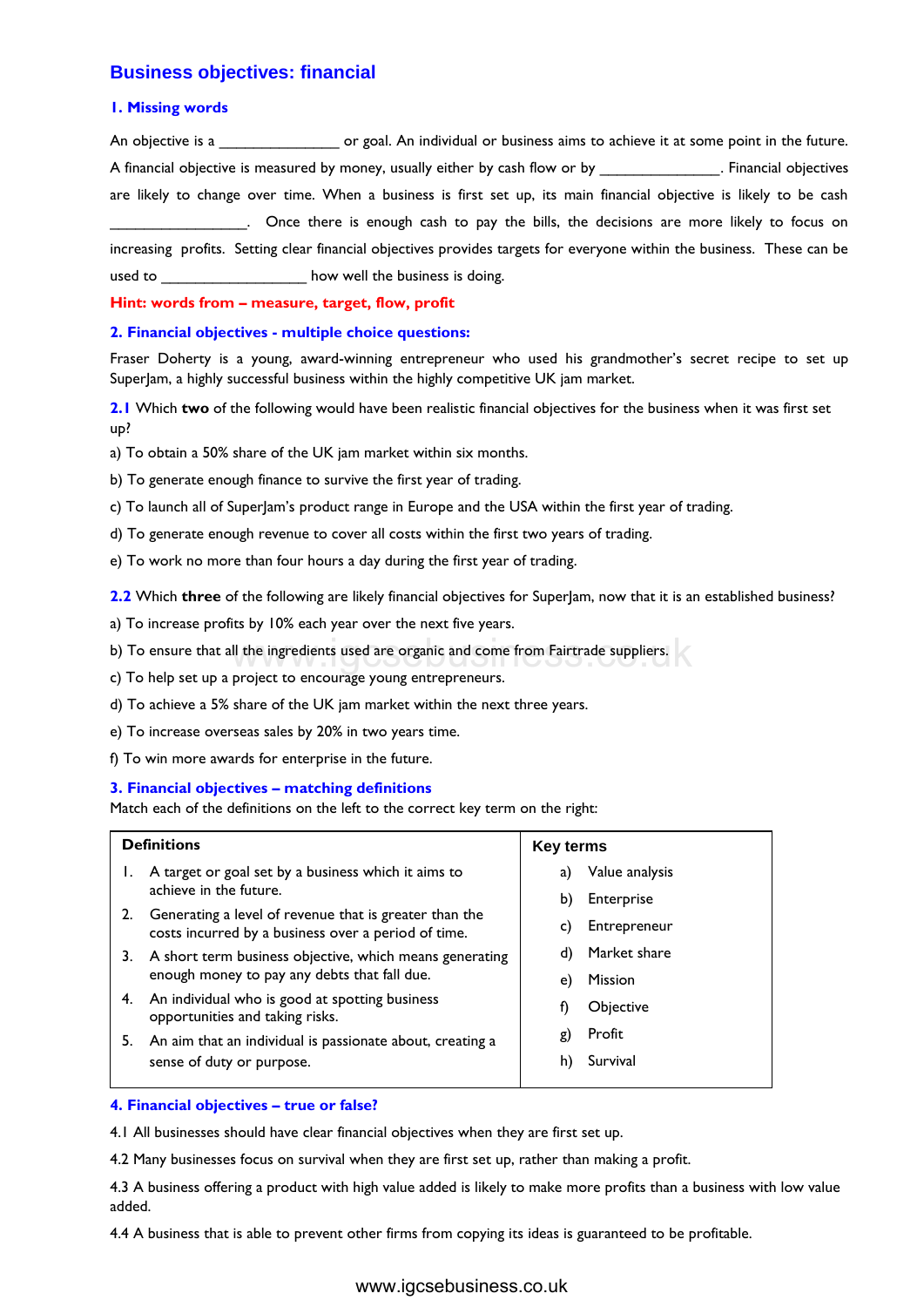## Business objectives: financial

### 1. Missing words

An objective is a _______________ or goal. An individual or business aims to achieve it at some point in the future. A financial objective is measured by money, usually either by cash flow or by _______________. Financial objectives are likely to change over time. When a business is first set up, its main financial objective is likely to be cash _________________. Once there is enough cash to pay the bills, the decisions are more likely to focus on increasing profits. Setting clear financial objectives provides targets for everyone within the business. These can be used to __________________ how well the business is doing.

**Hint: words from – measure, target, flow, profit**

### 2. Financial objectives - multiple choice questions:

Fraser Doherty is a young, award-winning entrepreneur who used his grandmother's secret recipe to set up SuperJam, a highly successful business within the highly competitive UK jam market.

**2.1** Which **two** of the following would have been realistic financial objectives for the business when it was first set up?

a) To obtain a 50% share of the UK jam market within six months.

b) To generate enough finance to survive the first year of trading.

c) To launch all of SuperJam's product range in Europe and the USA within the first year of trading.

d) To generate enough revenue to cover all costs within the first two years of trading.

e) To work no more than four hours a day during the first year of trading.

**2.2** Which **three** of the following are likely financial objectives for SuperJam, now that it is an established business?

a) To increase profits by 10% each year over the next five years.

b) To ensure that all the ingredients used are organic and come from Fairtrade suppliers.

c) To help set up a project to encourage young entrepreneurs.

d) To achieve a 5% share of the UK jam market within the next three years.

e) To increase overseas sales by 20% in two years time.

f) To win more awards for enterprise in the future.

### 3. Financial objectives – matching definitions

Match each of the definitions on the left to the correct key term on the right:

| Definitions | Key terms |
|---|---|
| 1. A target or goal set by a business which it aims to achieve in the future. | a) Value analysis |
| 2. Generating a level of revenue that is greater than the costs incurred by a business over a period of time. | b) Enterprise |
| 3. A short term business objective, which means generating enough money to pay any debts that fall due. | c) Entrepreneur |
| 4. An individual who is good at spotting business opportunities and taking risks. | d) Market share |
| 5. An aim that an individual is passionate about, creating a sense of duty or purpose. | e) Mission |
| | f) Objective |
| | g) Profit |
| | h) Survival |

### 4. Financial objectives – true or false?

4.1 All businesses should have clear financial objectives when they are first set up.

4.2 Many businesses focus on survival when they are first set up, rather than making a profit.

4.3 A business offering a product with high value added is likely to make more profits than a business with low value added.

4.4 A business that is able to prevent other firms from copying its ideas is guaranteed to be profitable.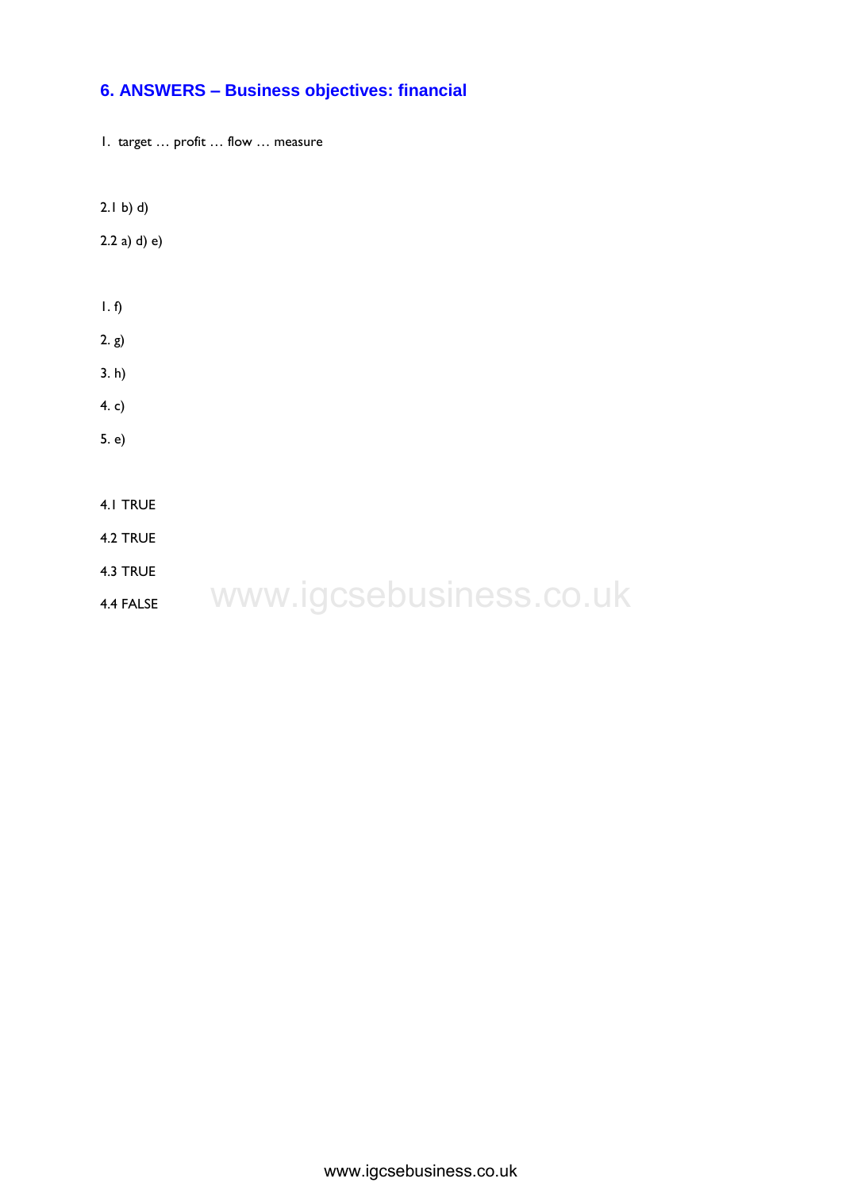## 6. ANSWERS – Business objectives: financial

1. target … profit … flow … measure

2.1 b) d)

2.2 a) d) e)

1. f)

2. g)

3. h)

4. c)

5. e)

4.1 TRUE

4.2 TRUE

4.3 TRUE

4.4 FALSE

www.igcsebusiness.co.uk